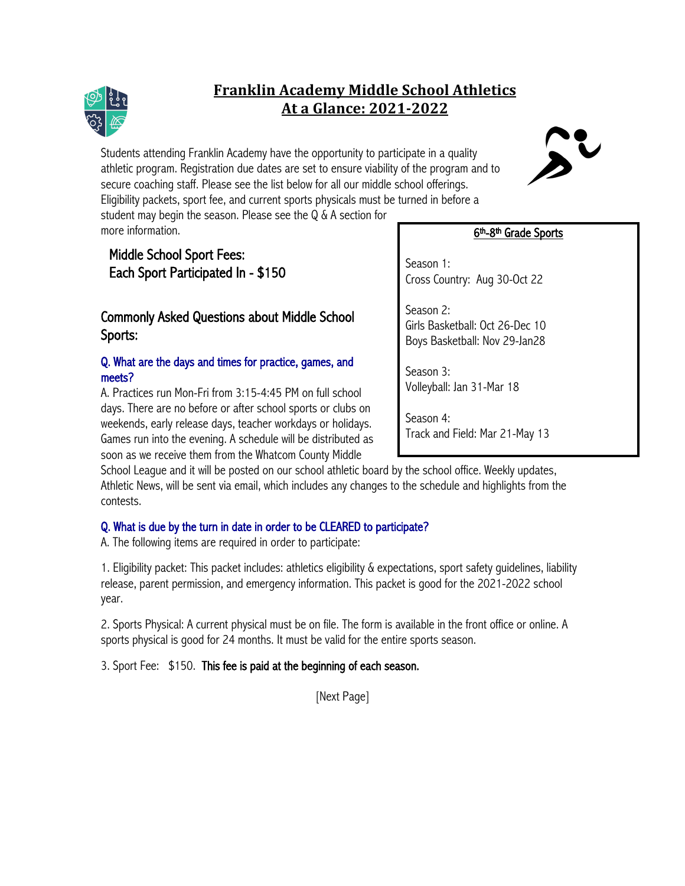# Franklin Academy Middle School Athletics
# At a Glance: 2021-2022

Students attending Franklin Academy have the opportunity to participate in a quality athletic program. Registration due dates are set to ensure viability of the program and to secure coaching staff. Please see the list below for all our middle school offerings. Eligibility packets, sport fee, and current sports physicals must be turned in before a student may begin the season. Please see the Q & A section for more information.

## Middle School Sport Fees:
## Each Sport Participated In - $150

### 6th-8th Grade Sports

Season 1:
Cross Country: Aug 30-Oct 22

Season 2:
Girls Basketball: Oct 26-Dec 10
Boys Basketball: Nov 29-Jan28

Season 3:
Volleyball: Jan 31-Mar 18

Season 4:
Track and Field: Mar 21-May 13

## Commonly Asked Questions about Middle School Sports:

**Q. What are the days and times for practice, games, and meets?**

A. Practices run Mon-Fri from 3:15-4:45 PM on full school days. There are no before or after school sports or clubs on weekends, early release days, teacher workdays or holidays. Games run into the evening. A schedule will be distributed as soon as we receive them from the Whatcom County Middle School League and it will be posted on our school athletic board by the school office. Weekly updates, Athletic News, will be sent via email, which includes any changes to the schedule and highlights from the contests.

**Q. What is due by the turn in date in order to be CLEARED to participate?**

A. The following items are required in order to participate:

1. Eligibility packet: This packet includes: athletics eligibility & expectations, sport safety guidelines, liability release, parent permission, and emergency information. This packet is good for the 2021-2022 school year.

2. Sports Physical: A current physical must be on file. The form is available in the front office or online. A sports physical is good for 24 months. It must be valid for the entire sports season.

3. Sport Fee: $150. **This fee is paid at the beginning of each season.**

[Next Page]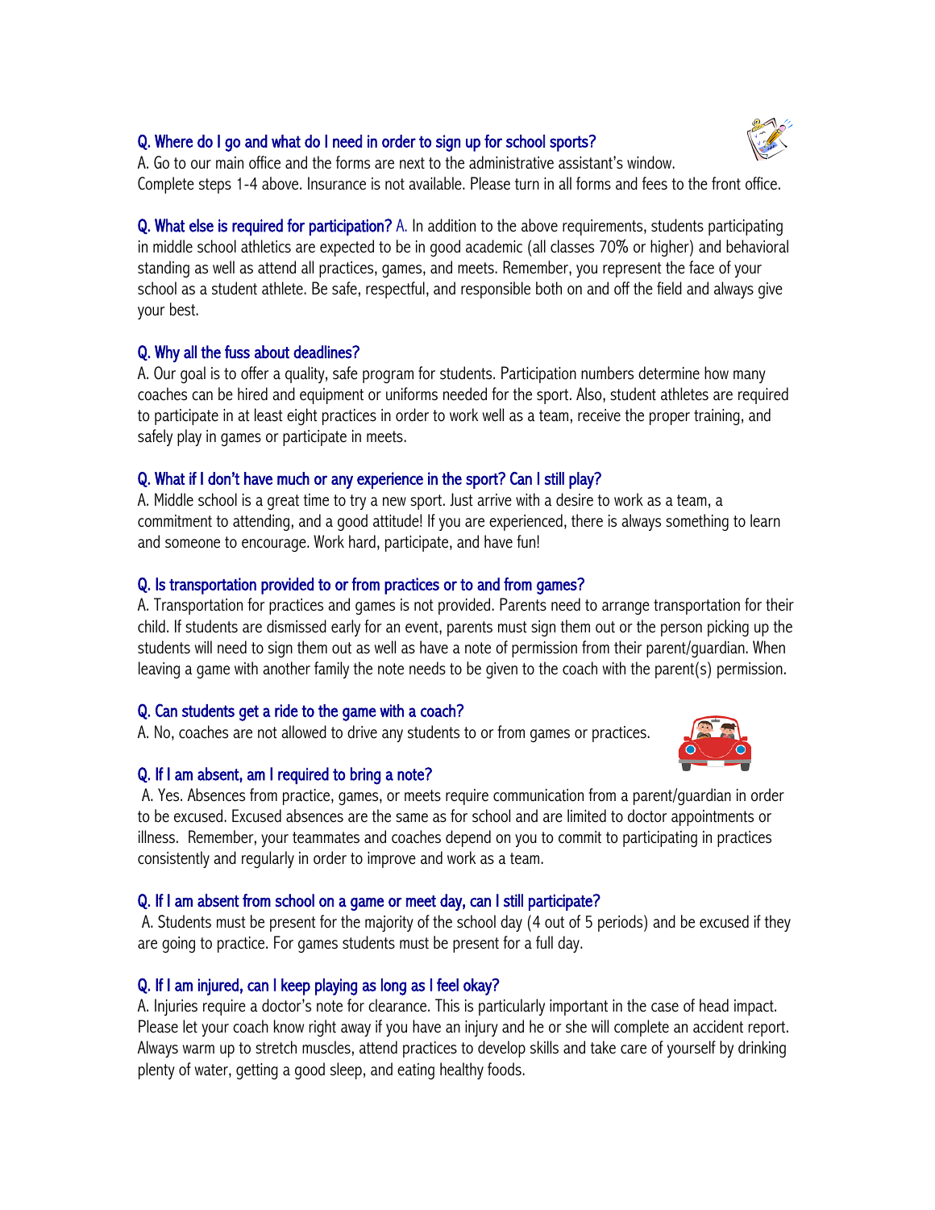**Q. Where do I go and what do I need in order to sign up for school sports?**
A. Go to our main office and the forms are next to the administrative assistant's window. Complete steps 1-4 above. Insurance is not available. Please turn in all forms and fees to the front office.

**Q. What else is required for participation?** A. In addition to the above requirements, students participating in middle school athletics are expected to be in good academic (all classes 70% or higher) and behavioral standing as well as attend all practices, games, and meets. Remember, you represent the face of your school as a student athlete. Be safe, respectful, and responsible both on and off the field and always give your best.

**Q. Why all the fuss about deadlines?**
A. Our goal is to offer a quality, safe program for students. Participation numbers determine how many coaches can be hired and equipment or uniforms needed for the sport. Also, student athletes are required to participate in at least eight practices in order to work well as a team, receive the proper training, and safely play in games or participate in meets.

**Q. What if I don't have much or any experience in the sport? Can I still play?**
A. Middle school is a great time to try a new sport. Just arrive with a desire to work as a team, a commitment to attending, and a good attitude! If you are experienced, there is always something to learn and someone to encourage. Work hard, participate, and have fun!

**Q. Is transportation provided to or from practices or to and from games?**
A. Transportation for practices and games is not provided. Parents need to arrange transportation for their child. If students are dismissed early for an event, parents must sign them out or the person picking up the students will need to sign them out as well as have a note of permission from their parent/guardian. When leaving a game with another family the note needs to be given to the coach with the parent(s) permission.

**Q. Can students get a ride to the game with a coach?**
A. No, coaches are not allowed to drive any students to or from games or practices.

**Q. If I am absent, am I required to bring a note?**
A. Yes. Absences from practice, games, or meets require communication from a parent/guardian in order to be excused. Excused absences are the same as for school and are limited to doctor appointments or illness. Remember, your teammates and coaches depend on you to commit to participating in practices consistently and regularly in order to improve and work as a team.

**Q. If I am absent from school on a game or meet day, can I still participate?**
A. Students must be present for the majority of the school day (4 out of 5 periods) and be excused if they are going to practice. For games students must be present for a full day.

**Q. If I am injured, can I keep playing as long as I feel okay?**
A. Injuries require a doctor's note for clearance. This is particularly important in the case of head impact. Please let your coach know right away if you have an injury and he or she will complete an accident report. Always warm up to stretch muscles, attend practices to develop skills and take care of yourself by drinking plenty of water, getting a good sleep, and eating healthy foods.